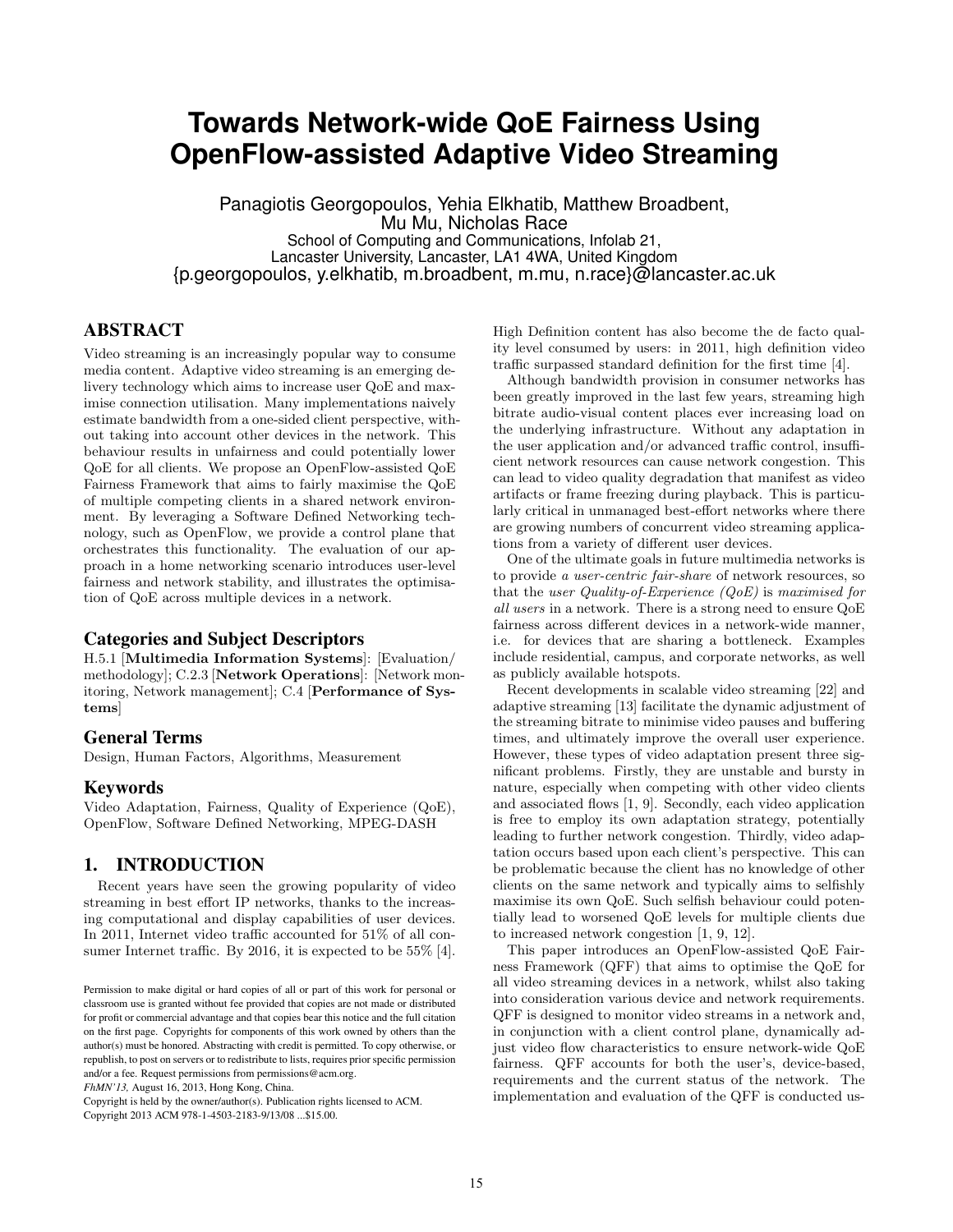# Towards Network-wide QoE Fairness Using OpenFlow-assisted Adaptive Video Streaming

Panagiotis Georgopoulos, Yehia Elkhatib, Matthew Broadbent, Mu Mu, Nicholas Race
School of Computing and Communications, Infolab 21, Lancaster University, Lancaster, LA1 4WA, United Kingdom
{p.georgopoulos, y.elkhatib, m.broadbent, m.mu, n.race}@lancaster.ac.uk

## ABSTRACT

Video streaming is an increasingly popular way to consume media content. Adaptive video streaming is an emerging delivery technology which aims to increase user QoE and maximise connection utilisation. Many implementations naively estimate bandwidth from a one-sided client perspective, without taking into account other devices in the network. This behaviour results in unfairness and could potentially lower QoE for all clients. We propose an OpenFlow-assisted QoE Fairness Framework that aims to fairly maximise the QoE of multiple competing clients in a shared network environment. By leveraging a Software Defined Networking technology, such as OpenFlow, we provide a control plane that orchestrates this functionality. The evaluation of our approach in a home networking scenario introduces user-level fairness and network stability, and illustrates the optimisation of QoE across multiple devices in a network.

### Categories and Subject Descriptors

H.5.1 [**Multimedia Information Systems**]: [Evaluation/methodology]; C.2.3 [**Network Operations**]: [Network monitoring, Network management]; C.4 [**Performance of Systems**]

### General Terms

Design, Human Factors, Algorithms, Measurement

### Keywords

Video Adaptation, Fairness, Quality of Experience (QoE), OpenFlow, Software Defined Networking, MPEG-DASH

## 1. INTRODUCTION

Recent years have seen the growing popularity of video streaming in best effort IP networks, thanks to the increasing computational and display capabilities of user devices. In 2011, Internet video traffic accounted for 51% of all consumer Internet traffic. By 2016, it is expected to be 55% [4]. High Definition content has also become the de facto quality level consumed by users: in 2011, high definition video traffic surpassed standard definition for the first time [4].

Although bandwidth provision in consumer networks has been greatly improved in the last few years, streaming high bitrate audio-visual content places ever increasing load on the underlying infrastructure. Without any adaptation in the user application and/or advanced traffic control, insufficient network resources can cause network congestion. This can lead to video quality degradation that manifest as video artifacts or frame freezing during playback. This is particularly critical in unmanaged best-effort networks where there are growing numbers of concurrent video streaming applications from a variety of different user devices.

One of the ultimate goals in future multimedia networks is to provide *a user-centric fair-share* of network resources, so that the *user Quality-of-Experience (QoE)* is *maximised for all users* in a network. There is a strong need to ensure QoE fairness across different devices in a network-wide manner, i.e. for devices that are sharing a bottleneck. Examples include residential, campus, and corporate networks, as well as publicly available hotspots.

Recent developments in scalable video streaming [22] and adaptive streaming [13] facilitate the dynamic adjustment of the streaming bitrate to minimise video pauses and buffering times, and ultimately improve the overall user experience. However, these types of video adaptation present three significant problems. Firstly, they are unstable and bursty in nature, especially when competing with other video clients and associated flows [1, 9]. Secondly, each video application is free to employ its own adaptation strategy, potentially leading to further network congestion. Thirdly, video adaptation occurs based upon each client's perspective. This can be problematic because the client has no knowledge of other clients on the same network and typically aims to selfishly maximise its own QoE. Such selfish behaviour could potentially lead to worsened QoE levels for multiple clients due to increased network congestion [1, 9, 12].

This paper introduces an OpenFlow-assisted QoE Fairness Framework (QFF) that aims to optimise the QoE for all video streaming devices in a network, whilst also taking into consideration various device and network requirements. QFF is designed to monitor video streams in a network and, in conjunction with a client control plane, dynamically adjust video flow characteristics to ensure network-wide QoE fairness. QFF accounts for both the user's, device-based, requirements and the current status of the network. The implementation and evaluation of the QFF is conducted us-

Permission to make digital or hard copies of all or part of this work for personal or classroom use is granted without fee provided that copies are not made or distributed for profit or commercial advantage and that copies bear this notice and the full citation on the first page. Copyrights for components of this work owned by others than the author(s) must be honored. Abstracting with credit is permitted. To copy otherwise, or republish, to post on servers or to redistribute to lists, requires prior specific permission and/or a fee. Request permissions from permissions@acm.org.
*FhMN'13,* August 16, 2013, Hong Kong, China.
Copyright is held by the owner/author(s). Publication rights licensed to ACM.
Copyright 2013 ACM 978-1-4503-2183-9/13/08 ...$15.00.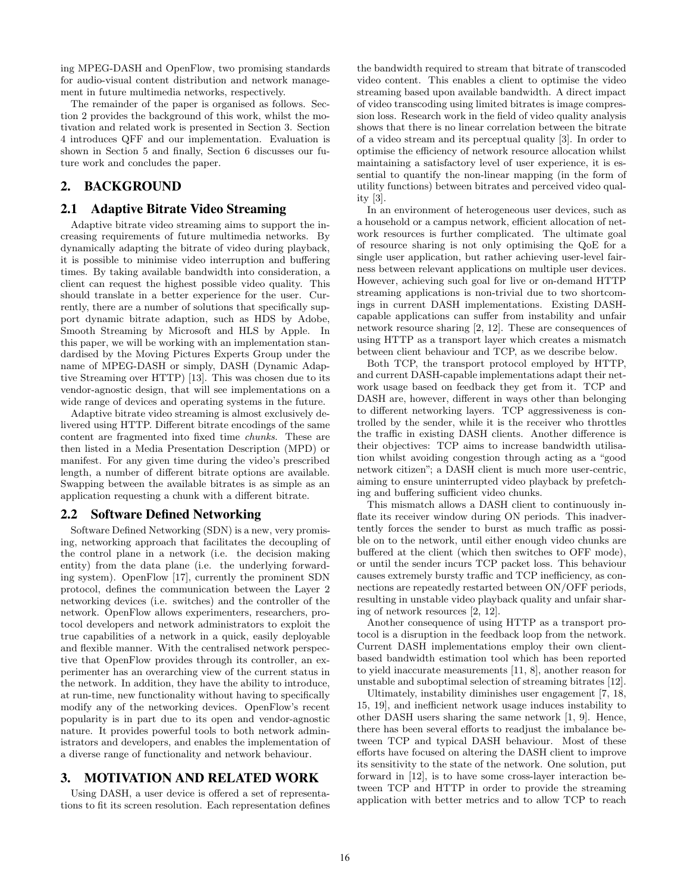ing MPEG-DASH and OpenFlow, two promising standards for audio-visual content distribution and network management in future multimedia networks, respectively.

The remainder of the paper is organised as follows. Section 2 provides the background of this work, whilst the motivation and related work is presented in Section 3. Section 4 introduces QFF and our implementation. Evaluation is shown in Section 5 and finally, Section 6 discusses our future work and concludes the paper.

## 2. BACKGROUND

### 2.1 Adaptive Bitrate Video Streaming

Adaptive bitrate video streaming aims to support the increasing requirements of future multimedia networks. By dynamically adapting the bitrate of video during playback, it is possible to minimise video interruption and buffering times. By taking available bandwidth into consideration, a client can request the highest possible video quality. This should translate in a better experience for the user. Currently, there are a number of solutions that specifically support dynamic bitrate adaption, such as HDS by Adobe, Smooth Streaming by Microsoft and HLS by Apple. In this paper, we will be working with an implementation standardised by the Moving Pictures Experts Group under the name of MPEG-DASH or simply, DASH (Dynamic Adaptive Streaming over HTTP) [13]. This was chosen due to its vendor-agnostic design, that will see implementations on a wide range of devices and operating systems in the future.

Adaptive bitrate video streaming is almost exclusively delivered using HTTP. Different bitrate encodings of the same content are fragmented into fixed time *chunks*. These are then listed in a Media Presentation Description (MPD) or manifest. For any given time during the video's prescribed length, a number of different bitrate options are available. Swapping between the available bitrates is as simple as an application requesting a chunk with a different bitrate.

### 2.2 Software Defined Networking

Software Defined Networking (SDN) is a new, very promising, networking approach that facilitates the decoupling of the control plane in a network (i.e. the decision making entity) from the data plane (i.e. the underlying forwarding system). OpenFlow [17], currently the prominent SDN protocol, defines the communication between the Layer 2 networking devices (i.e. switches) and the controller of the network. OpenFlow allows experimenters, researchers, protocol developers and network administrators to exploit the true capabilities of a network in a quick, easily deployable and flexible manner. With the centralised network perspective that OpenFlow provides through its controller, an experimenter has an overarching view of the current status in the network. In addition, they have the ability to introduce, at run-time, new functionality without having to specifically modify any of the networking devices. OpenFlow's recent popularity is in part due to its open and vendor-agnostic nature. It provides powerful tools to both network administrators and developers, and enables the implementation of a diverse range of functionality and network behaviour.

## 3. MOTIVATION AND RELATED WORK

Using DASH, a user device is offered a set of representations to fit its screen resolution. Each representation defines the bandwidth required to stream that bitrate of transcoded video content. This enables a client to optimise the video streaming based upon available bandwidth. A direct impact of video transcoding using limited bitrates is image compression loss. Research work in the field of video quality analysis shows that there is no linear correlation between the bitrate of a video stream and its perceptual quality [3]. In order to optimise the efficiency of network resource allocation whilst maintaining a satisfactory level of user experience, it is essential to quantify the non-linear mapping (in the form of utility functions) between bitrates and perceived video quality [3].

In an environment of heterogeneous user devices, such as a household or a campus network, efficient allocation of network resources is further complicated. The ultimate goal of resource sharing is not only optimising the QoE for a single user application, but rather achieving user-level fairness between relevant applications on multiple user devices. However, achieving such goal for live or on-demand HTTP streaming applications is non-trivial due to two shortcomings in current DASH implementations. Existing DASH-capable applications can suffer from instability and unfair network resource sharing [2, 12]. These are consequences of using HTTP as a transport layer which creates a mismatch between client behaviour and TCP, as we describe below.

Both TCP, the transport protocol employed by HTTP, and current DASH-capable implementations adapt their network usage based on feedback they get from it. TCP and DASH are, however, different in ways other than belonging to different networking layers. TCP aggressiveness is controlled by the sender, while it is the receiver who throttles the traffic in existing DASH clients. Another difference is their objectives: TCP aims to increase bandwidth utilisation whilst avoiding congestion through acting as a "good network citizen"; a DASH client is much more user-centric, aiming to ensure uninterrupted video playback by prefetching and buffering sufficient video chunks.

This mismatch allows a DASH client to continuously inflate its receiver window during ON periods. This inadvertently forces the sender to burst as much traffic as possible on to the network, until either enough video chunks are buffered at the client (which then switches to OFF mode), or until the sender incurs TCP packet loss. This behaviour causes extremely bursty traffic and TCP inefficiency, as connections are repeatedly restarted between ON/OFF periods, resulting in unstable video playback quality and unfair sharing of network resources [2, 12].

Another consequence of using HTTP as a transport protocol is a disruption in the feedback loop from the network. Current DASH implementations employ their own client-based bandwidth estimation tool which has been reported to yield inaccurate measurements [11, 8], another reason for unstable and suboptimal selection of streaming bitrates [12].

Ultimately, instability diminishes user engagement [7, 18, 15, 19], and inefficient network usage induces instability to other DASH users sharing the same network [1, 9]. Hence, there has been several efforts to readjust the imbalance between TCP and typical DASH behaviour. Most of these efforts have focused on altering the DASH client to improve its sensitivity to the state of the network. One solution, put forward in [12], is to have some cross-layer interaction between TCP and HTTP in order to provide the streaming application with better metrics and to allow TCP to reach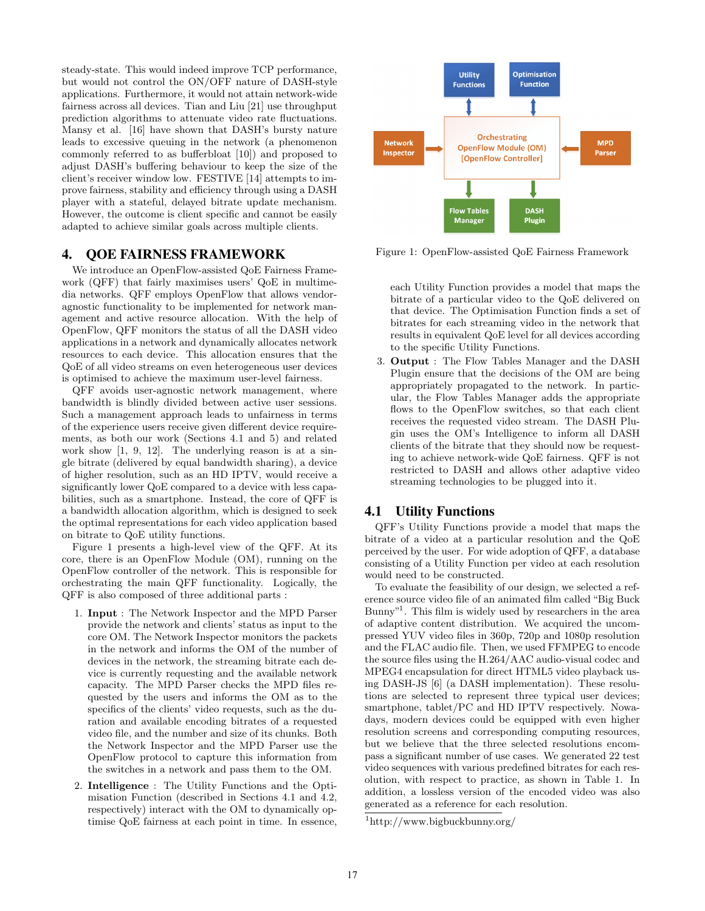steady-state. This would indeed improve TCP performance, but would not control the ON/OFF nature of DASH-style applications. Furthermore, it would not attain network-wide fairness across all devices. Tian and Liu [21] use throughput prediction algorithms to attenuate video rate fluctuations. Mansy et al. [16] have shown that DASH's bursty nature leads to excessive queuing in the network (a phenomenon commonly referred to as bufferbloat [10]) and proposed to adjust DASH's buffering behaviour to keep the size of the client's receiver window low. FESTIVE [14] attempts to improve fairness, stability and efficiency through using a DASH player with a stateful, delayed bitrate update mechanism. However, the outcome is client specific and cannot be easily adapted to achieve similar goals across multiple clients.

# 4. QOE FAIRNESS FRAMEWORK

We introduce an OpenFlow-assisted QoE Fairness Framework (QFF) that fairly maximises users' QoE in multimedia networks. QFF employs OpenFlow that allows vendor-agnostic functionality to be implemented for network management and active resource allocation. With the help of OpenFlow, QFF monitors the status of all the DASH video applications in a network and dynamically allocates network resources to each device. This allocation ensures that the QoE of all video streams on even heterogeneous user devices is optimised to achieve the maximum user-level fairness.

QFF avoids user-agnostic network management, where bandwidth is blindly divided between active user sessions. Such a management approach leads to unfairness in terms of the experience users receive given different device requirements, as both our work (Sections 4.1 and 5) and related work show [1, 9, 12]. The underlying reason is at a single bitrate (delivered by equal bandwidth sharing), a device of higher resolution, such as an HD IPTV, would receive a significantly lower QoE compared to a device with less capabilities, such as a smartphone. Instead, the core of QFF is a bandwidth allocation algorithm, which is designed to seek the optimal representations for each video application based on bitrate to QoE utility functions.

Figure 1 presents a high-level view of the QFF. At its core, there is an OpenFlow Module (OM), running on the OpenFlow controller of the network. This is responsible for orchestrating the main QFF functionality. Logically, the QFF is also composed of three additional parts :

1. **Input** : The Network Inspector and the MPD Parser provide the network and clients' status as input to the core OM. The Network Inspector monitors the packets in the network and informs the OM of the number of devices in the network, the streaming bitrate each device is currently requesting and the available network capacity. The MPD Parser checks the MPD files requested by the users and informs the OM as to the specifics of the clients' video requests, such as the duration and available encoding bitrates of a requested video file, and the number and size of its chunks. Both the Network Inspector and the MPD Parser use the OpenFlow protocol to capture this information from the switches in a network and pass them to the OM.

2. **Intelligence** : The Utility Functions and the Optimisation Function (described in Sections 4.1 and 4.2, respectively) interact with the OM to dynamically optimise QoE fairness at each point in time. In essence, each Utility Function provides a model that maps the bitrate of a particular video to the QoE delivered on that device. The Optimisation Function finds a set of bitrates for each streaming video in the network that results in equivalent QoE level for all devices according to the specific Utility Functions.

3. **Output** : The Flow Tables Manager and the DASH Plugin ensure that the decisions of the OM are being appropriately propagated to the network. In particular, the Flow Tables Manager adds the appropriate flows to the OpenFlow switches, so that each client receives the requested video stream. The DASH Plugin uses the OM's Intelligence to inform all DASH clients of the bitrate that they should now be requesting to achieve network-wide QoE fairness. QFF is not restricted to DASH and allows other adaptive video streaming technologies to be plugged into it.

Utility Functions
Optimisation Function
Network Inspector
Orchestrating OpenFlow Module (OM) [OpenFlow Controller]
MPD Parser
Flow Tables Manager
DASH Plugin

Figure 1: OpenFlow-assisted QoE Fairness Framework

## 4.1 Utility Functions

QFF's Utility Functions provide a model that maps the bitrate of a video at a particular resolution and the QoE perceived by the user. For wide adoption of QFF, a database consisting of a Utility Function per video at each resolution would need to be constructed.

To evaluate the feasibility of our design, we selected a reference source video file of an animated film called "Big Buck Bunny"[1]. This film is widely used by researchers in the area of adaptive content distribution. We acquired the uncompressed YUV video files in 360p, 720p and 1080p resolution and the FLAC audio file. Then, we used FFMPEG to encode the source files using the H.264/AAC audio-visual codec and MPEG4 encapsulation for direct HTML5 video playback using DASH-JS [6] (a DASH implementation). These resolutions are selected to represent three typical user devices; smartphone, tablet/PC and HD IPTV respectively. Nowadays, modern devices could be equipped with even higher resolution screens and corresponding computing resources, but we believe that the three selected resolutions encompass a significant number of use cases. We generated 22 test video sequences with various predefined bitrates for each resolution, with respect to practice, as shown in Table 1. In addition, a lossless version of the encoded video was also generated as a reference for each resolution.

[1] http://www.bigbuckbunny.org/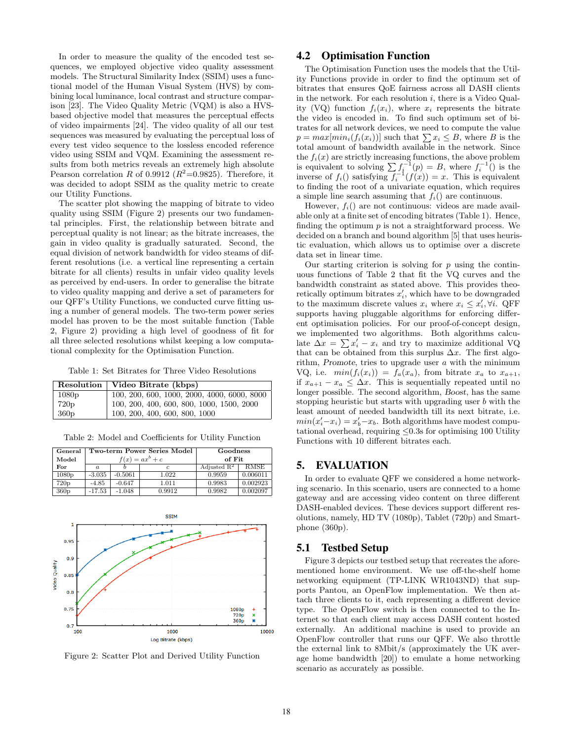In order to measure the quality of the encoded test sequences, we employed objective video quality assessment models. The Structural Similarity Index (SSIM) uses a functional model of the Human Visual System (HVS) by combining local luminance, local contrast and structure comparison [23]. The Video Quality Metric (VQM) is also a HVS-based objective model that measures the perceptual effects of video impairments [24]. The video quality of all our test sequences was measured by evaluating the perceptual loss of every test video sequence to the lossless encoded reference video using SSIM and VQM. Examining the assessment results from both metrics reveals an extremely high absolute Pearson correlation $R$ of 0.9912 ($R^2$=0.9825). Therefore, it was decided to adopt SSIM as the quality metric to create our Utility Functions.

The scatter plot showing the mapping of bitrate to video quality using SSIM (Figure 2) presents our two fundamental principles. First, the relationship between bitrate and perceptual quality is not linear; as the bitrate increases, the gain in video quality is gradually saturated. Second, the equal division of network bandwidth for video steams of different resolutions (i.e. a vertical line representing a certain bitrate for all clients) results in unfair video quality levels as perceived by end-users. In order to generalise the bitrate to video quality mapping and derive a set of parameters for our QFF's Utility Functions, we conducted curve fitting using a number of general models. The two-term power series model has proven to be the most suitable function (Table 2, Figure 2) providing a high level of goodness of fit for all three selected resolutions whilst keeping a low computational complexity for the Optimisation Function.

Table 1: Set Bitrates for Three Video Resolutions

| Resolution | Video Bitrate (kbps) |
|---|---|
| 1080p | 100, 200, 600, 1000, 2000, 4000, 6000, 8000 |
| 720p | 100, 200, 400, 600, 800, 1000, 1500, 2000 |
| 360p | 100, 200, 400, 600, 800, 1000 |

Table 2: Model and Coefficients for Utility Function

| General Model For | Two-term Power Series Model $f(x) = ax^b + c$ | | | Goodness of Fit | |
|---|---|---|---|---|---|
| | $a$ | $b$ | $c$ | Adjusted $R^2$ | RMSE |
| 1080p | -3.035 | -0.5061 | 1.022 | 0.9959 | 0.006011 |
| 720p | -4.85 | -0.647 | 1.011 | 0.9983 | 0.002923 |
| 360p | -17.53 | -1.048 | 0.9912 | 0.9982 | 0.002097 |

Figure 2: Scatter Plot and Derived Utility Function

## 4.2 Optimisation Function

The Optimisation Function uses the models that the Utility Functions provide in order to find the optimum set of bitrates that ensures QoE fairness across all DASH clients in the network. For each resolution $i$, there is a Video Quality (VQ) function $f_i(x_i)$, where $x_i$ represents the bitrate the video is encoded in. To find such optimum set of bitrates for all network devices, we need to compute the value $p = max[min_i(f_i(x_i))]$ such that $\sum x_i \leq B$, where $B$ is the total amount of bandwidth available in the network. Since the $f_i(x)$ are strictly increasing functions, the above problem is equivalent to solving $\sum_i f_i^{-1}(p) = B$, where $f_i^{-1}()$ is the inverse of $f_i()$ satisfying $f_i^{-1}(f(x)) = x$. This is equivalent to finding the root of a univariate equation, which requires a simple line search assuming that $f_i()$ are continuous.

However, $f_i()$ are not continuous: videos are made available only at a finite set of encoding bitrates (Table 1). Hence, finding the optimum $p$ is not a straightforward process. We decided on a branch and bound algorithm [5] that uses heuristic evaluation, which allows us to optimise over a discrete data set in linear time.

Our starting criterion is solving for $p$ using the continuous functions of Table 2 that fit the VQ curves and the bandwidth constraint as stated above. This provides theoretically optimum bitrates $x_i'$, which have to be downgraded to the maximum discrete values $x_i$ where $x_i \leq x_i', \forall i$. QFF supports having pluggable algorithms for enforcing different optimisation policies. For our proof-of-concept design, we implemented two algorithms. Both algorithms calculate $\Delta x = \sum x_i' - x_i$ and try to maximize additional VQ that can be obtained from this surplus $\Delta x$. The first algorithm, *Promote*, tries to upgrade user $a$ with the minimum VQ, i.e. $min(f_i(x_i)) = f_a(x_a)$, from bitrate $x_a$ to $x_{a+1}$, if $x_{a+1} - x_a \leq \Delta x$. This is sequentially repeated until no longer possible. The second algorithm, *Boost*, has the same stopping heuristic but starts with upgrading user $b$ with the least amount of needed bandwidth till its next bitrate, i.e. $min(x_i' - x_i) = x_b' - x_b$. Both algorithms have modest computational overhead, requiring $\leq$0.3s for optimising 100 Utility Functions with 10 different bitrates each.

# 5. EVALUATION

In order to evaluate QFF we considered a home networking scenario. In this scenario, users are connected to a home gateway and are accessing video content on three different DASH-enabled devices. These devices support different resolutions, namely, HD TV (1080p), Tablet (720p) and Smartphone (360p).

## 5.1 Testbed Setup

Figure 3 depicts our testbed setup that recreates the aforementioned home environment. We use off-the-shelf home networking equipment (TP-LINK WR1043ND) that supports Pantou, an OpenFlow implementation. We then attach three clients to it, each representing a different device type. The OpenFlow switch is then connected to the Internet so that each client may access DASH content hosted externally. An additional machine is used to provide an OpenFlow controller that runs our QFF. We also throttle the external link to 8Mbit/s (approximately the UK average home bandwidth [20]) to emulate a home networking scenario as accurately as possible.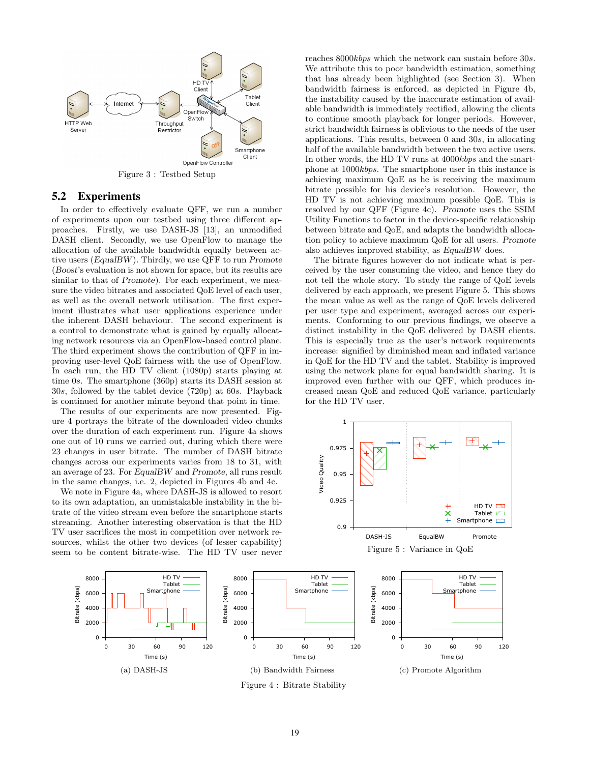Figure 3 : Testbed Setup

## 5.2 Experiments

In order to effectively evaluate QFF, we run a number of experiments upon our testbed using three different approaches. Firstly, we use DASH-JS [13], an unmodified DASH client. Secondly, we use OpenFlow to manage the allocation of the available bandwidth equally between active users (*EqualBW*). Thirdly, we use QFF to run *Promote* (*Boost*'s evaluation is not shown for space, but its results are similar to that of *Promote*). For each experiment, we measure the video bitrates and associated QoE level of each user, as well as the overall network utilisation. The first experiment illustrates what user applications experience under the inherent DASH behaviour. The second experiment is a control to demonstrate what is gained by equally allocating network resources via an OpenFlow-based control plane. The third experiment shows the contribution of QFF in improving user-level QoE fairness with the use of OpenFlow. In each run, the HD TV client (1080p) starts playing at time $0s$. The smartphone (360p) starts its DASH session at $30s$, followed by the tablet device (720p) at $60s$. Playback is continued for another minute beyond that point in time.

The results of our experiments are now presented. Figure 4 portrays the bitrate of the downloaded video chunks over the duration of each experiment run. Figure 4a shows one out of 10 runs we carried out, during which there were 23 changes in user bitrate. The number of DASH bitrate changes across our experiments varies from 18 to 31, with an average of 23. For *EqualBW* and *Promote*, all runs result in the same changes, i.e. 2, depicted in Figures 4b and 4c.

We note in Figure 4a, where DASH-JS is allowed to resort to its own adaptation, an unmistakable instability in the bitrate of the video stream even before the smartphone starts streaming. Another interesting observation is that the HD TV user sacrifices the most in competition over network resources, whilst the other two devices (of lesser capability) seem to be content bitrate-wise. The HD TV user never reaches $8000kbps$ which the network can sustain before $30s$. We attribute this to poor bandwidth estimation, something that has already been highlighted (see Section 3). When bandwidth fairness is enforced, as depicted in Figure 4b, the instability caused by the inaccurate estimation of available bandwidth is immediately rectified, allowing the clients to continue smooth playback for longer periods. However, strict bandwidth fairness is oblivious to the needs of the user applications. This results, between 0 and $30s$, in allocating half of the available bandwidth between the two active users. In other words, the HD TV runs at $4000kbps$ and the smartphone at $1000kbps$. The smartphone user in this instance is achieving maximum QoE as he is receiving the maximum bitrate possible for his device's resolution. However, the HD TV is not achieving maximum possible QoE. This is resolved by our QFF (Figure 4c). *Promote* uses the SSIM Utility Functions to factor in the device-specific relationship between bitrate and QoE, and adapts the bandwidth allocation policy to achieve maximum QoE for all users. *Promote* also achieves improved stability, as *EqualBW* does.

The bitrate figures however do not indicate what is perceived by the user consuming the video, and hence they do not tell the whole story. To study the range of QoE levels delivered by each approach, we present Figure 5. This shows the mean value as well as the range of QoE levels delivered per user type and experiment, averaged across our experiments. Conforming to our previous findings, we observe a distinct instability in the QoE delivered by DASH clients. This is especially true as the user's network requirements increase: signified by diminished mean and inflated variance in QoE for the HD TV and the tablet. Stability is improved using the network plane for equal bandwidth sharing. It is improved even further with our QFF, which produces increased mean QoE and reduced QoE variance, particularly for the HD TV user.

Figure 5 : Variance in QoE

(a) DASH-JS

(b) Bandwidth Fairness

(c) Promote Algorithm

Figure 4 : Bitrate Stability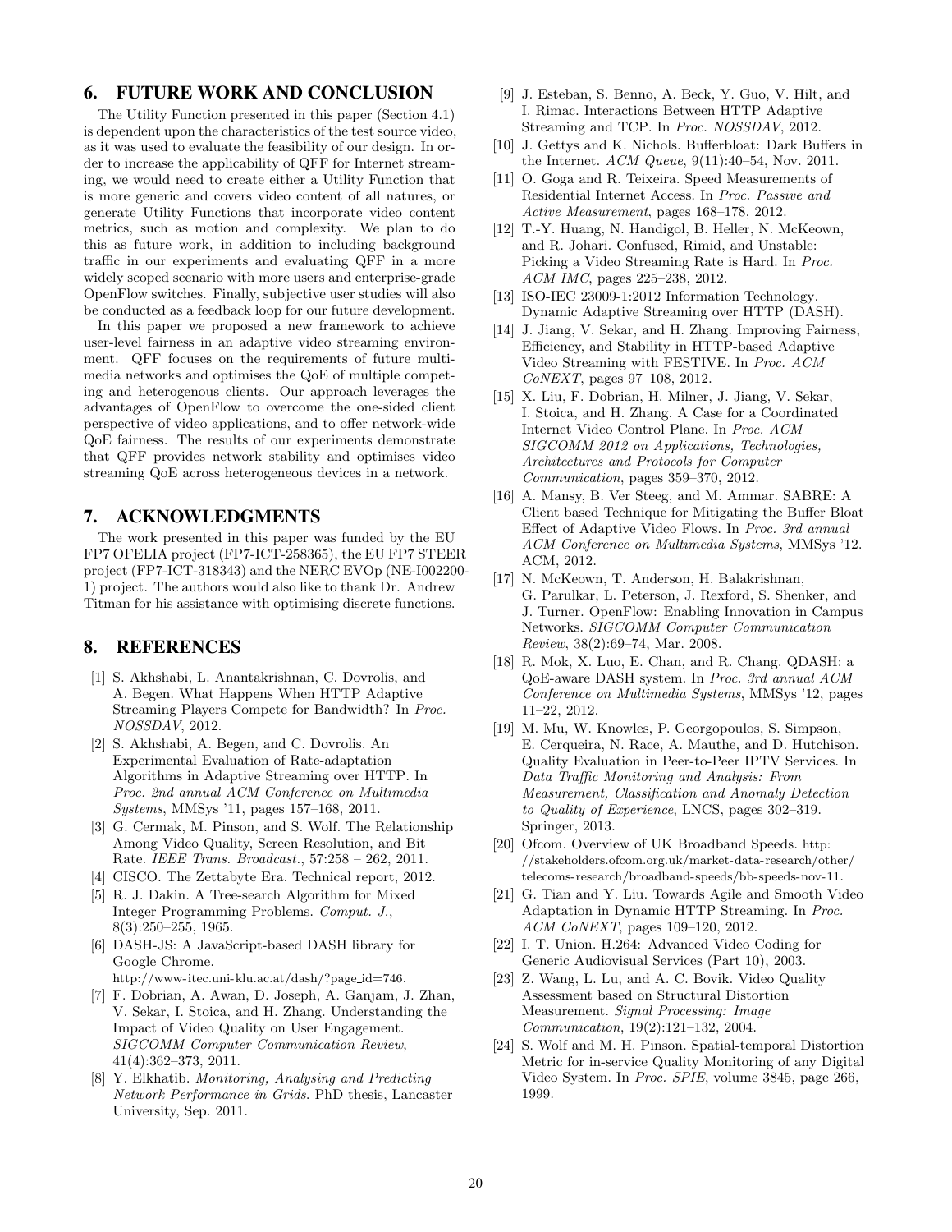## 6. FUTURE WORK AND CONCLUSION

The Utility Function presented in this paper (Section 4.1) is dependent upon the characteristics of the test source video, as it was used to evaluate the feasibility of our design. In order to increase the applicability of QFF for Internet streaming, we would need to create either a Utility Function that is more generic and covers video content of all natures, or generate Utility Functions that incorporate video content metrics, such as motion and complexity. We plan to do this as future work, in addition to including background traffic in our experiments and evaluating QFF in a more widely scoped scenario with more users and enterprise-grade OpenFlow switches. Finally, subjective user studies will also be conducted as a feedback loop for our future development.

In this paper we proposed a new framework to achieve user-level fairness in an adaptive video streaming environment. QFF focuses on the requirements of future multimedia networks and optimises the QoE of multiple competing and heterogenous clients. Our approach leverages the advantages of OpenFlow to overcome the one-sided client perspective of video applications, and to offer network-wide QoE fairness. The results of our experiments demonstrate that QFF provides network stability and optimises video streaming QoE across heterogeneous devices in a network.

## 7. ACKNOWLEDGMENTS

The work presented in this paper was funded by the EU FP7 OFELIA project (FP7-ICT-258365), the EU FP7 STEER project (FP7-ICT-318343) and the NERC EVOp (NE-I002200-1) project. The authors would also like to thank Dr. Andrew Titman for his assistance with optimising discrete functions.

## 8. REFERENCES

[1] S. Akhshabi, L. Anantakrishnan, C. Dovrolis, and A. Begen. What Happens When HTTP Adaptive Streaming Players Compete for Bandwidth? In *Proc. NOSSDAV*, 2012.

[2] S. Akhshabi, A. Begen, and C. Dovrolis. An Experimental Evaluation of Rate-adaptation Algorithms in Adaptive Streaming over HTTP. In *Proc. 2nd annual ACM Conference on Multimedia Systems*, MMSys '11, pages 157–168, 2011.

[3] G. Cermak, M. Pinson, and S. Wolf. The Relationship Among Video Quality, Screen Resolution, and Bit Rate. *IEEE Trans. Broadcast.*, 57:258 – 262, 2011.

[4] CISCO. The Zettabyte Era. Technical report, 2012.

[5] R. J. Dakin. A Tree-search Algorithm for Mixed Integer Programming Problems. *Comput. J.*, 8(3):250–255, 1965.

[6] DASH-JS: A JavaScript-based DASH library for Google Chrome. http://www-itec.uni-klu.ac.at/dash/?page_id=746.

[7] F. Dobrian, A. Awan, D. Joseph, A. Ganjam, J. Zhan, V. Sekar, I. Stoica, and H. Zhang. Understanding the Impact of Video Quality on User Engagement. *SIGCOMM Computer Communication Review*, 41(4):362–373, 2011.

[8] Y. Elkhatib. *Monitoring, Analysing and Predicting Network Performance in Grids*. PhD thesis, Lancaster University, Sep. 2011.

[9] J. Esteban, S. Benno, A. Beck, Y. Guo, V. Hilt, and I. Rimac. Interactions Between HTTP Adaptive Streaming and TCP. In *Proc. NOSSDAV*, 2012.

[10] J. Gettys and K. Nichols. Bufferbloat: Dark Buffers in the Internet. *ACM Queue*, 9(11):40–54, Nov. 2011.

[11] O. Goga and R. Teixeira. Speed Measurements of Residential Internet Access. In *Proc. Passive and Active Measurement*, pages 168–178, 2012.

[12] T.-Y. Huang, N. Handigol, B. Heller, N. McKeown, and R. Johari. Confused, Rimid, and Unstable: Picking a Video Streaming Rate is Hard. In *Proc. ACM IMC*, pages 225–238, 2012.

[13] ISO-IEC 23009-1:2012 Information Technology. Dynamic Adaptive Streaming over HTTP (DASH).

[14] J. Jiang, V. Sekar, and H. Zhang. Improving Fairness, Efficiency, and Stability in HTTP-based Adaptive Video Streaming with FESTIVE. In *Proc. ACM CoNEXT*, pages 97–108, 2012.

[15] X. Liu, F. Dobrian, H. Milner, J. Jiang, V. Sekar, I. Stoica, and H. Zhang. A Case for a Coordinated Internet Video Control Plane. In *Proc. ACM SIGCOMM 2012 on Applications, Technologies, Architectures and Protocols for Computer Communication*, pages 359–370, 2012.

[16] A. Mansy, B. Ver Steeg, and M. Ammar. SABRE: A Client based Technique for Mitigating the Buffer Bloat Effect of Adaptive Video Flows. In *Proc. 3rd annual ACM Conference on Multimedia Systems*, MMSys '12. ACM, 2012.

[17] N. McKeown, T. Anderson, H. Balakrishnan, G. Parulkar, L. Peterson, J. Rexford, S. Shenker, and J. Turner. OpenFlow: Enabling Innovation in Campus Networks. *SIGCOMM Computer Communication Review*, 38(2):69–74, Mar. 2008.

[18] R. Mok, X. Luo, E. Chan, and R. Chang. QDASH: a QoE-aware DASH system. In *Proc. 3rd annual ACM Conference on Multimedia Systems*, MMSys '12, pages 11–22, 2012.

[19] M. Mu, W. Knowles, P. Georgopoulos, S. Simpson, E. Cerqueira, N. Race, A. Mauthe, and D. Hutchison. Quality Evaluation in Peer-to-Peer IPTV Services. In *Data Traffic Monitoring and Analysis: From Measurement, Classification and Anomaly Detection to Quality of Experience*, LNCS, pages 302–319. Springer, 2013.

[20] Ofcom. Overview of UK Broadband Speeds. http://stakeholders.ofcom.org.uk/market-data-research/other/telecoms-research/broadband-speeds/bb-speeds-nov-11.

[21] G. Tian and Y. Liu. Towards Agile and Smooth Video Adaptation in Dynamic HTTP Streaming. In *Proc. ACM CoNEXT*, pages 109–120, 2012.

[22] I. T. Union. H.264: Advanced Video Coding for Generic Audiovisual Services (Part 10), 2003.

[23] Z. Wang, L. Lu, and A. C. Bovik. Video Quality Assessment based on Structural Distortion Measurement. *Signal Processing: Image Communication*, 19(2):121–132, 2004.

[24] S. Wolf and M. H. Pinson. Spatial-temporal Distortion Metric for in-service Quality Monitoring of any Digital Video System. In *Proc. SPIE*, volume 3845, page 266, 1999.